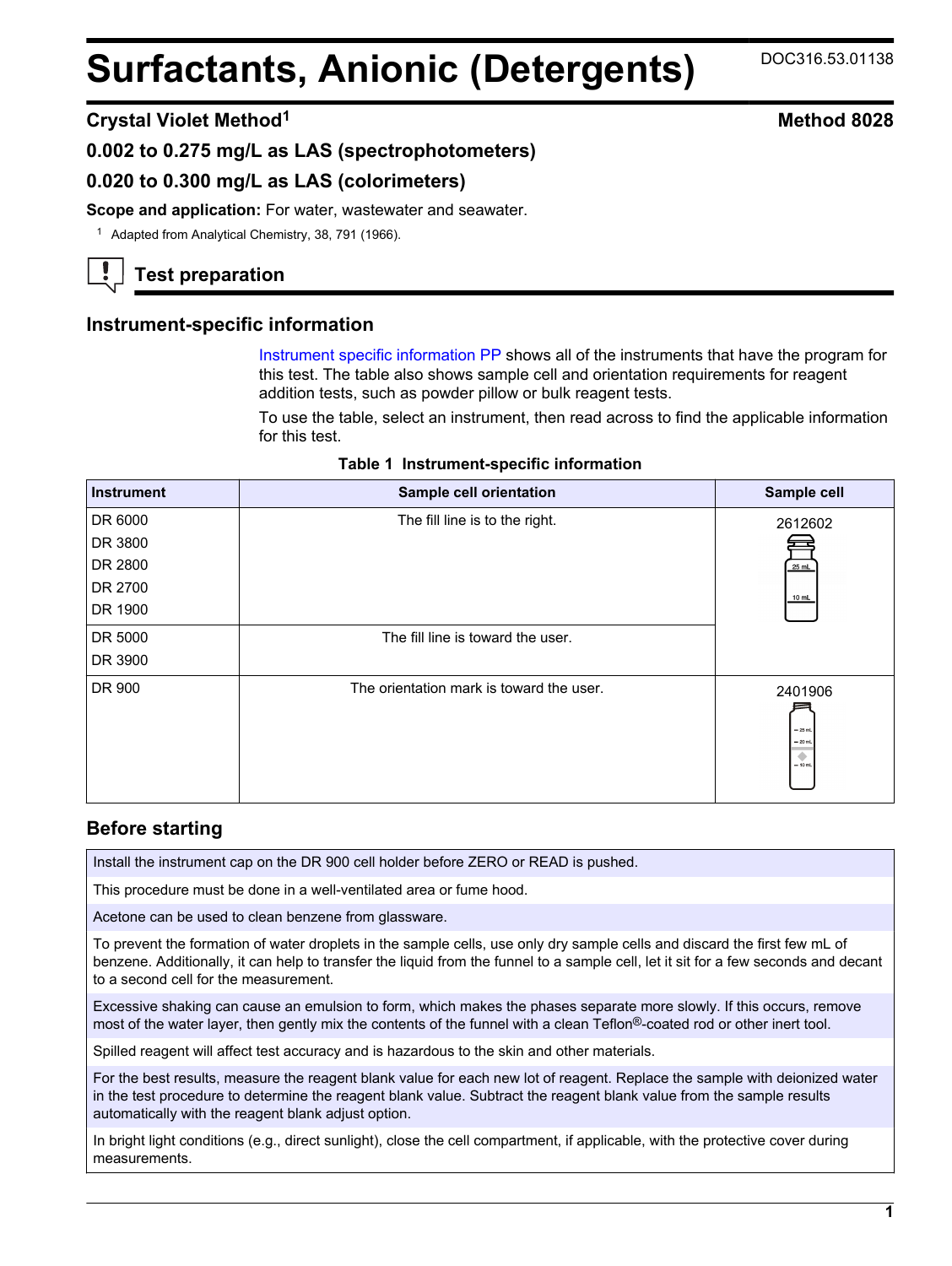# Surfactants, Anionic (Detergents)

DOC316.53.01138

## Crystal Violet Method[1]

**Method 8028**

**0.002 to 0.275 mg/L as LAS (spectrophotometers)**

**0.020 to 0.300 mg/L as LAS (colorimeters)**

**Scope and application:** For water, wastewater and seawater.

[1] Adapted from Analytical Chemistry, 38, 791 (1966).

## Test preparation

### Instrument-specific information

Instrument specific information PP shows all of the instruments that have the program for this test. The table also shows sample cell and orientation requirements for reagent addition tests, such as powder pillow or bulk reagent tests.

To use the table, select an instrument, then read across to find the applicable information for this test.

**Table 1 Instrument-specific information**

| Instrument | Sample cell orientation | Sample cell |
|---|---|---|
| DR 6000<br>DR 3800<br>DR 2800<br>DR 2700<br>DR 1900 | The fill line is to the right. | 2612602 |
| DR 5000<br>DR 3900 | The fill line is toward the user. | 2612602 |
| DR 900 | The orientation mark is toward the user. | 2401906 |

### Before starting

Install the instrument cap on the DR 900 cell holder before ZERO or READ is pushed.

This procedure must be done in a well-ventilated area or fume hood.

Acetone can be used to clean benzene from glassware.

To prevent the formation of water droplets in the sample cells, use only dry sample cells and discard the first few mL of benzene. Additionally, it can help to transfer the liquid from the funnel to a sample cell, let it sit for a few seconds and decant to a second cell for the measurement.

Excessive shaking can cause an emulsion to form, which makes the phases separate more slowly. If this occurs, remove most of the water layer, then gently mix the contents of the funnel with a clean Teflon®-coated rod or other inert tool.

Spilled reagent will affect test accuracy and is hazardous to the skin and other materials.

For the best results, measure the reagent blank value for each new lot of reagent. Replace the sample with deionized water in the test procedure to determine the reagent blank value. Subtract the reagent blank value from the sample results automatically with the reagent blank adjust option.

In bright light conditions (e.g., direct sunlight), close the cell compartment, if applicable, with the protective cover during measurements.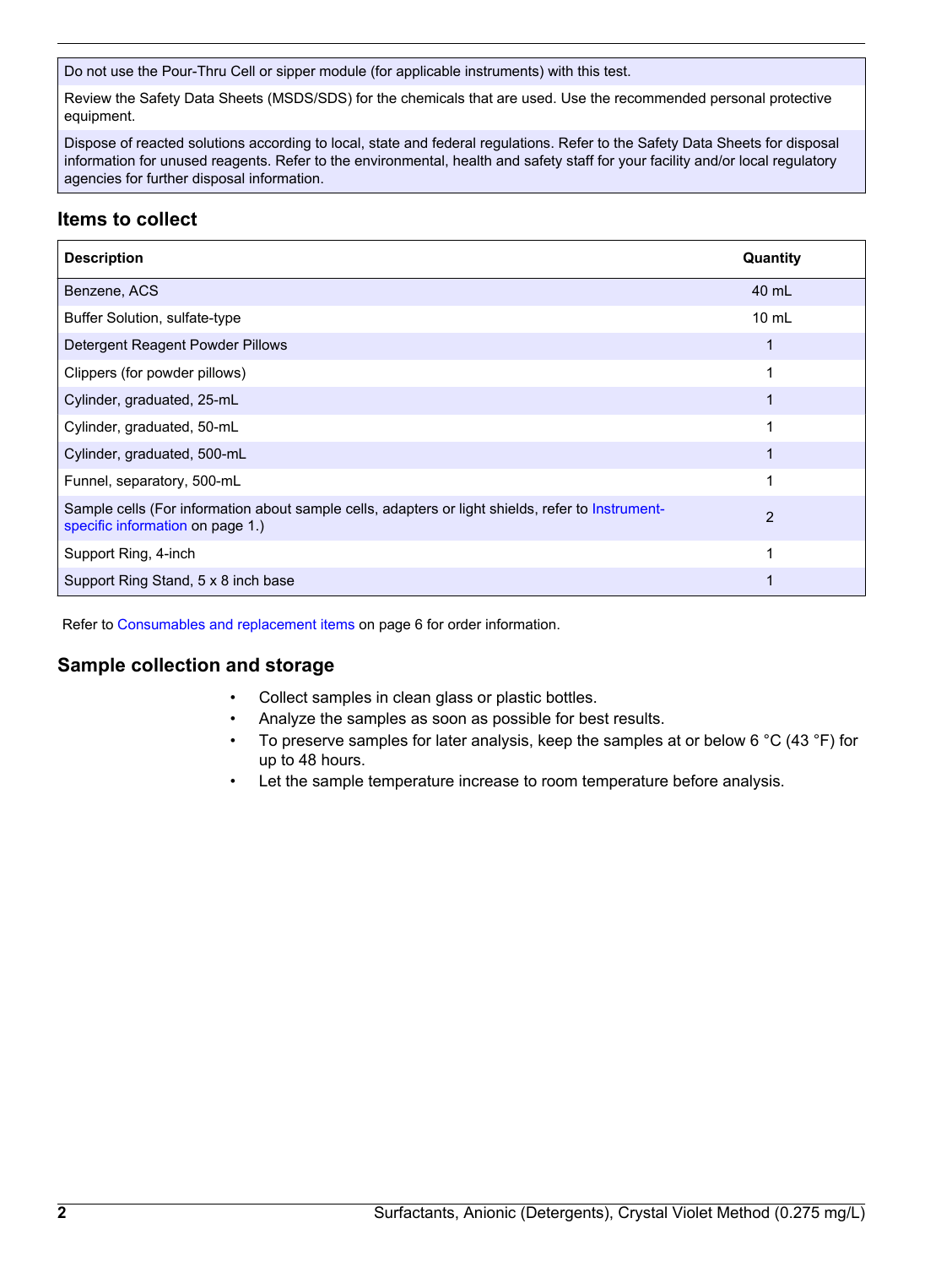| Do not use the Pour-Thru Cell or sipper module (for applicable instruments) with this test. |
| --- |
| Review the Safety Data Sheets (MSDS/SDS) for the chemicals that are used. Use the recommended personal protective equipment. |
| Dispose of reacted solutions according to local, state and federal regulations. Refer to the Safety Data Sheets for disposal information for unused reagents. Refer to the environmental, health and safety staff for your facility and/or local regulatory agencies for further disposal information. |

## Items to collect

| Description | Quantity |
| --- | --- |
| Benzene, ACS | 40 mL |
| Buffer Solution, sulfate-type | 10 mL |
| Detergent Reagent Powder Pillows | 1 |
| Clippers (for powder pillows) | 1 |
| Cylinder, graduated, 25-mL | 1 |
| Cylinder, graduated, 50-mL | 1 |
| Cylinder, graduated, 500-mL | 1 |
| Funnel, separatory, 500-mL | 1 |
| Sample cells (For information about sample cells, adapters or light shields, refer to Instrument-specific information on page 1.) | 2 |
| Support Ring, 4-inch | 1 |
| Support Ring Stand, 5 x 8 inch base | 1 |

Refer to Consumables and replacement items on page 6 for order information.

## Sample collection and storage

- Collect samples in clean glass or plastic bottles.
- Analyze the samples as soon as possible for best results.
- To preserve samples for later analysis, keep the samples at or below 6 °C (43 °F) for up to 48 hours.
- Let the sample temperature increase to room temperature before analysis.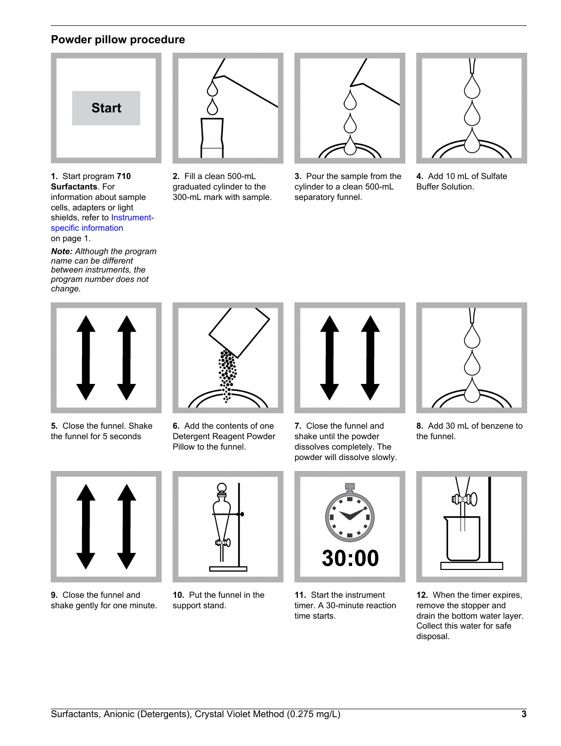## Powder pillow procedure

1. Start program **710 Surfactants**. For information about sample cells, adapters or light shields, refer to Instrument-specific information on page 1.

   ***Note:** Although the program name can be different between instruments, the program number does not change.*

2. Fill a clean 500-mL graduated cylinder to the 300-mL mark with sample.

3. Pour the sample from the cylinder to a clean 500-mL separatory funnel.

4. Add 10 mL of Sulfate Buffer Solution.

5. Close the funnel. Shake the funnel for 5 seconds

6. Add the contents of one Detergent Reagent Powder Pillow to the funnel.

7. Close the funnel and shake until the powder dissolves completely. The powder will dissolve slowly.

8. Add 30 mL of benzene to the funnel.

9. Close the funnel and shake gently for one minute.

10. Put the funnel in the support stand.

11. Start the instrument timer. A 30-minute reaction time starts.

12. When the timer expires, remove the stopper and drain the bottom water layer. Collect this water for safe disposal.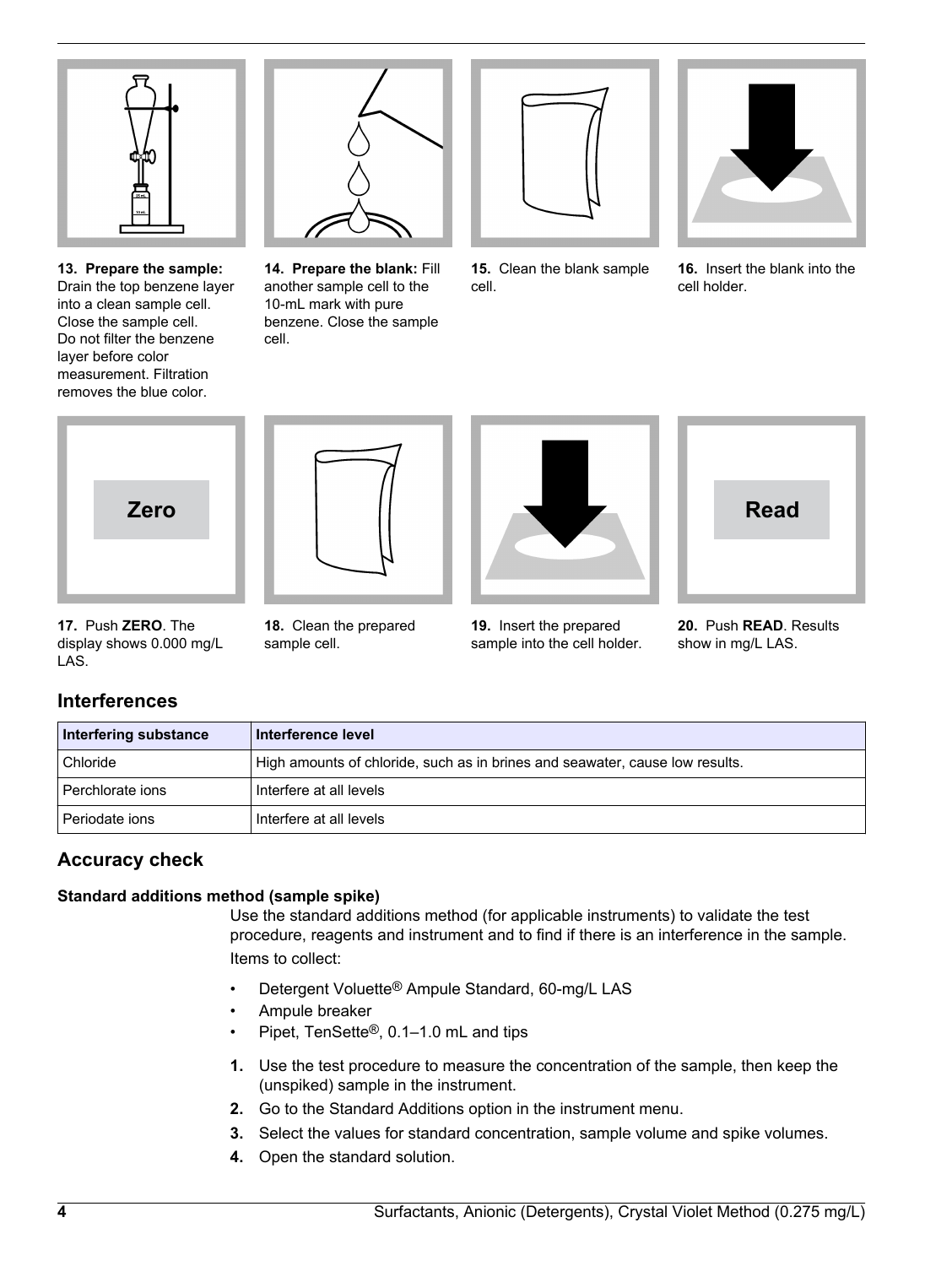**13. Prepare the sample:** Drain the top benzene layer into a clean sample cell. Close the sample cell. Do not filter the benzene layer before color measurement. Filtration removes the blue color.

**14. Prepare the blank:** Fill another sample cell to the 10-mL mark with pure benzene. Close the sample cell.

**15.** Clean the blank sample cell.

**16.** Insert the blank into the cell holder.

**17.** Push **ZERO**. The display shows 0.000 mg/L LAS.

**18.** Clean the prepared sample cell.

**19.** Insert the prepared sample into the cell holder.

**20.** Push **READ**. Results show in mg/L LAS.

## Interferences

| Interfering substance | Interference level |
| --- | --- |
| Chloride | High amounts of chloride, such as in brines and seawater, cause low results. |
| Perchlorate ions | Interfere at all levels |
| Periodate ions | Interfere at all levels |

## Accuracy check

### Standard additions method (sample spike)

Use the standard additions method (for applicable instruments) to validate the test procedure, reagents and instrument and to find if there is an interference in the sample.

Items to collect:

- Detergent Voluette® Ampule Standard, 60-mg/L LAS
- Ampule breaker
- Pipet, TenSette®, 0.1–1.0 mL and tips

1. Use the test procedure to measure the concentration of the sample, then keep the (unspiked) sample in the instrument.
2. Go to the Standard Additions option in the instrument menu.
3. Select the values for standard concentration, sample volume and spike volumes.
4. Open the standard solution.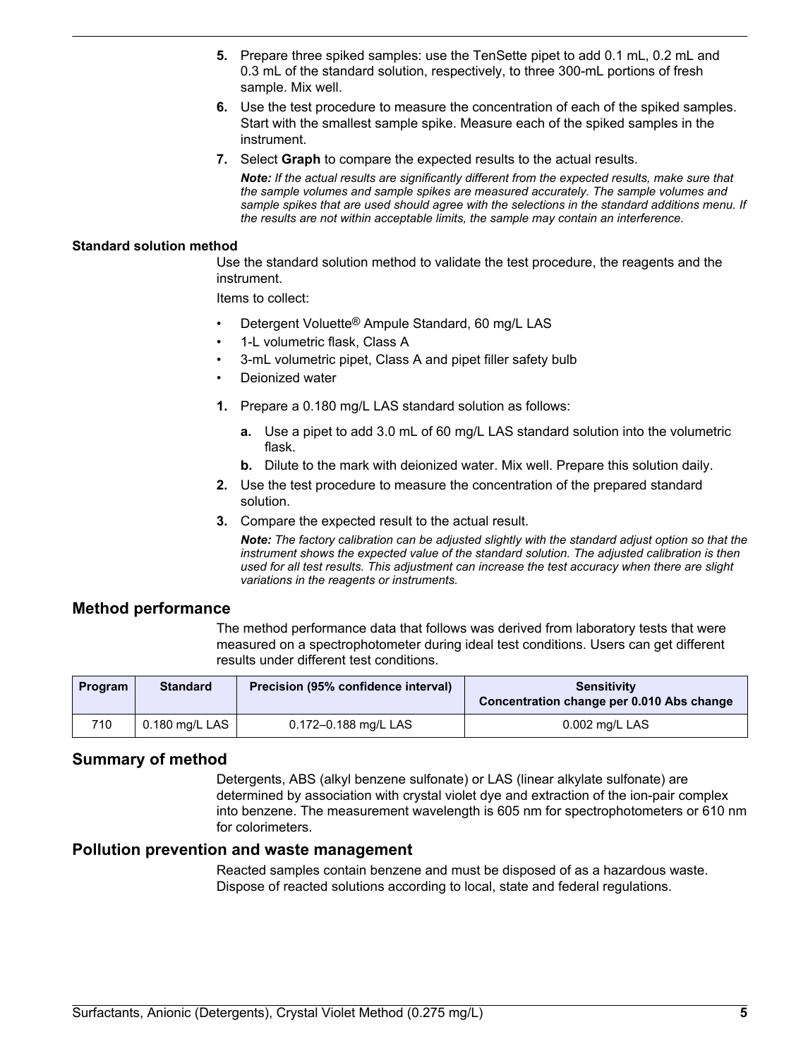5. Prepare three spiked samples: use the TenSette pipet to add 0.1 mL, 0.2 mL and 0.3 mL of the standard solution, respectively, to three 300-mL portions of fresh sample. Mix well.
6. Use the test procedure to measure the concentration of each of the spiked samples. Start with the smallest sample spike. Measure each of the spiked samples in the instrument.
7. Select **Graph** to compare the expected results to the actual results.

   ***Note:** If the actual results are significantly different from the expected results, make sure that the sample volumes and sample spikes are measured accurately. The sample volumes and sample spikes that are used should agree with the selections in the standard additions menu. If the results are not within acceptable limits, the sample may contain an interference.*

#### Standard solution method

Use the standard solution method to validate the test procedure, the reagents and the instrument.

Items to collect:

- Detergent Voluette® Ampule Standard, 60 mg/L LAS
- 1-L volumetric flask, Class A
- 3-mL volumetric pipet, Class A and pipet filler safety bulb
- Deionized water

1. Prepare a 0.180 mg/L LAS standard solution as follows:
   a. Use a pipet to add 3.0 mL of 60 mg/L LAS standard solution into the volumetric flask.
   b. Dilute to the mark with deionized water. Mix well. Prepare this solution daily.
2. Use the test procedure to measure the concentration of the prepared standard solution.
3. Compare the expected result to the actual result.

   ***Note:** The factory calibration can be adjusted slightly with the standard adjust option so that the instrument shows the expected value of the standard solution. The adjusted calibration is then used for all test results. This adjustment can increase the test accuracy when there are slight variations in the reagents or instruments.*

## Method performance

The method performance data that follows was derived from laboratory tests that were measured on a spectrophotometer during ideal test conditions. Users can get different results under different test conditions.

| Program | Standard | Precision (95% confidence interval) | Sensitivity Concentration change per 0.010 Abs change |
| --- | --- | --- | --- |
| 710 | 0.180 mg/L LAS | 0.172–0.188 mg/L LAS | 0.002 mg/L LAS |

## Summary of method

Detergents, ABS (alkyl benzene sulfonate) or LAS (linear alkylate sulfonate) are determined by association with crystal violet dye and extraction of the ion-pair complex into benzene. The measurement wavelength is 605 nm for spectrophotometers or 610 nm for colorimeters.

## Pollution prevention and waste management

Reacted samples contain benzene and must be disposed of as a hazardous waste. Dispose of reacted solutions according to local, state and federal regulations.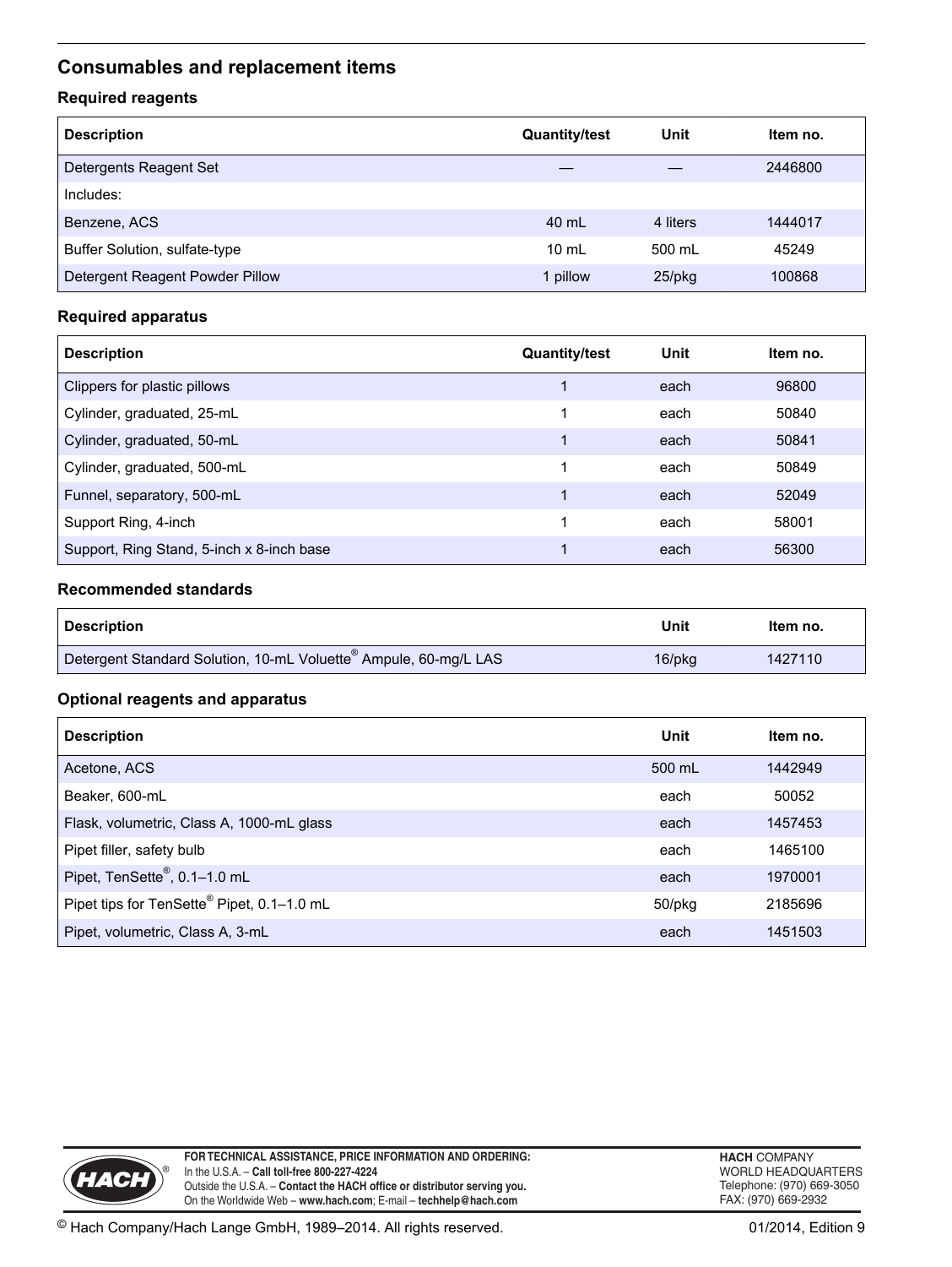## Consumables and replacement items

### Required reagents

| Description | Quantity/test | Unit | Item no. |
|---|---|---|---|
| Detergents Reagent Set | — | — | 2446800 |
| Includes: | | | |
| Benzene, ACS | 40 mL | 4 liters | 1444017 |
| Buffer Solution, sulfate-type | 10 mL | 500 mL | 45249 |
| Detergent Reagent Powder Pillow | 1 pillow | 25/pkg | 100868 |

### Required apparatus

| Description | Quantity/test | Unit | Item no. |
|---|---|---|---|
| Clippers for plastic pillows | 1 | each | 96800 |
| Cylinder, graduated, 25-mL | 1 | each | 50840 |
| Cylinder, graduated, 50-mL | 1 | each | 50841 |
| Cylinder, graduated, 500-mL | 1 | each | 50849 |
| Funnel, separatory, 500-mL | 1 | each | 52049 |
| Support Ring, 4-inch | 1 | each | 58001 |
| Support, Ring Stand, 5-inch x 8-inch base | 1 | each | 56300 |

### Recommended standards

| Description | Unit | Item no. |
|---|---|---|
| Detergent Standard Solution, 10-mL Voluette® Ampule, 60-mg/L LAS | 16/pkg | 1427110 |

### Optional reagents and apparatus

| Description | Unit | Item no. |
|---|---|---|
| Acetone, ACS | 500 mL | 1442949 |
| Beaker, 600-mL | each | 50052 |
| Flask, volumetric, Class A, 1000-mL glass | each | 1457453 |
| Pipet filler, safety bulb | each | 1465100 |
| Pipet, TenSette®, 0.1–1.0 mL | each | 1970001 |
| Pipet tips for TenSette® Pipet, 0.1–1.0 mL | 50/pkg | 2185696 |
| Pipet, volumetric, Class A, 3-mL | each | 1451503 |

**FOR TECHNICAL ASSISTANCE, PRICE INFORMATION AND ORDERING:**
In the U.S.A. – **Call toll-free 800-227-4224**
Outside the U.S.A. – **Contact the HACH office or distributor serving you.**
On the Worldwide Web – **www.hach.com**; E-mail – **techhelp@hach.com**

**HACH** COMPANY
WORLD HEADQUARTERS
Telephone: (970) 669-3050
FAX: (970) 669-2932

© Hach Company/Hach Lange GmbH, 1989–2014. All rights reserved.

01/2014, Edition 9